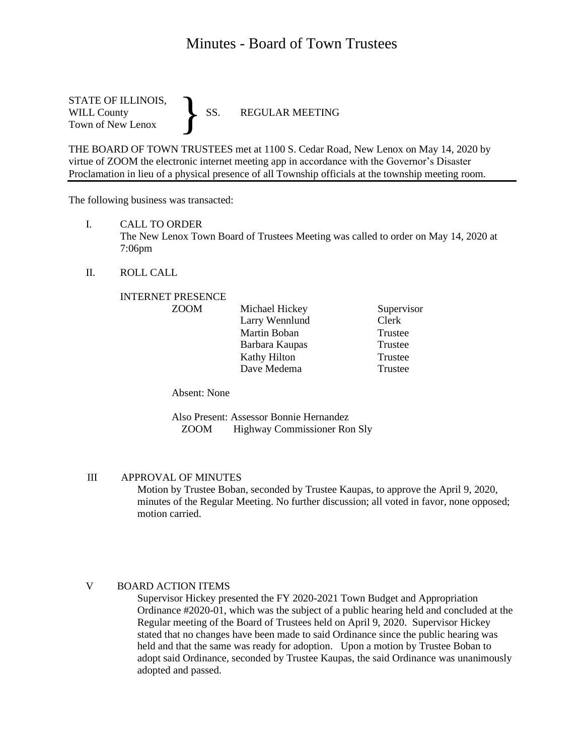# Minutes - Board of Town Trustees

STATE OF ILLINOIS,
WILL County
Town of New Lenox
} SS. REGULAR MEETING

THE BOARD OF TOWN TRUSTEES met at 1100 S. Cedar Road, New Lenox on May 14, 2020 by virtue of ZOOM the electronic internet meeting app in accordance with the Governor's Disaster Proclamation in lieu of a physical presence of all Township officials at the township meeting room.

---

The following business was transacted:

I. CALL TO ORDER
The New Lenox Town Board of Trustees Meeting was called to order on May 14, 2020 at 7:06pm

II. ROLL CALL

INTERNET PRESENCE

| | | |
|---|---|---|
| ZOOM | Michael Hickey | Supervisor |
| | Larry Wennlund | Clerk |
| | Martin Boban | Trustee |
| | Barbara Kaupas | Trustee |
| | Kathy Hilton | Trustee |
| | Dave Medema | Trustee |

Absent: None

Also Present: Assessor Bonnie Hernandez
ZOOM Highway Commissioner Ron Sly

III APPROVAL OF MINUTES
Motion by Trustee Boban, seconded by Trustee Kaupas, to approve the April 9, 2020, minutes of the Regular Meeting. No further discussion; all voted in favor, none opposed; motion carried.

V BOARD ACTION ITEMS
Supervisor Hickey presented the FY 2020-2021 Town Budget and Appropriation Ordinance #2020-01, which was the subject of a public hearing held and concluded at the Regular meeting of the Board of Trustees held on April 9, 2020. Supervisor Hickey stated that no changes have been made to said Ordinance since the public hearing was held and that the same was ready for adoption. Upon a motion by Trustee Boban to adopt said Ordinance, seconded by Trustee Kaupas, the said Ordinance was unanimously adopted and passed.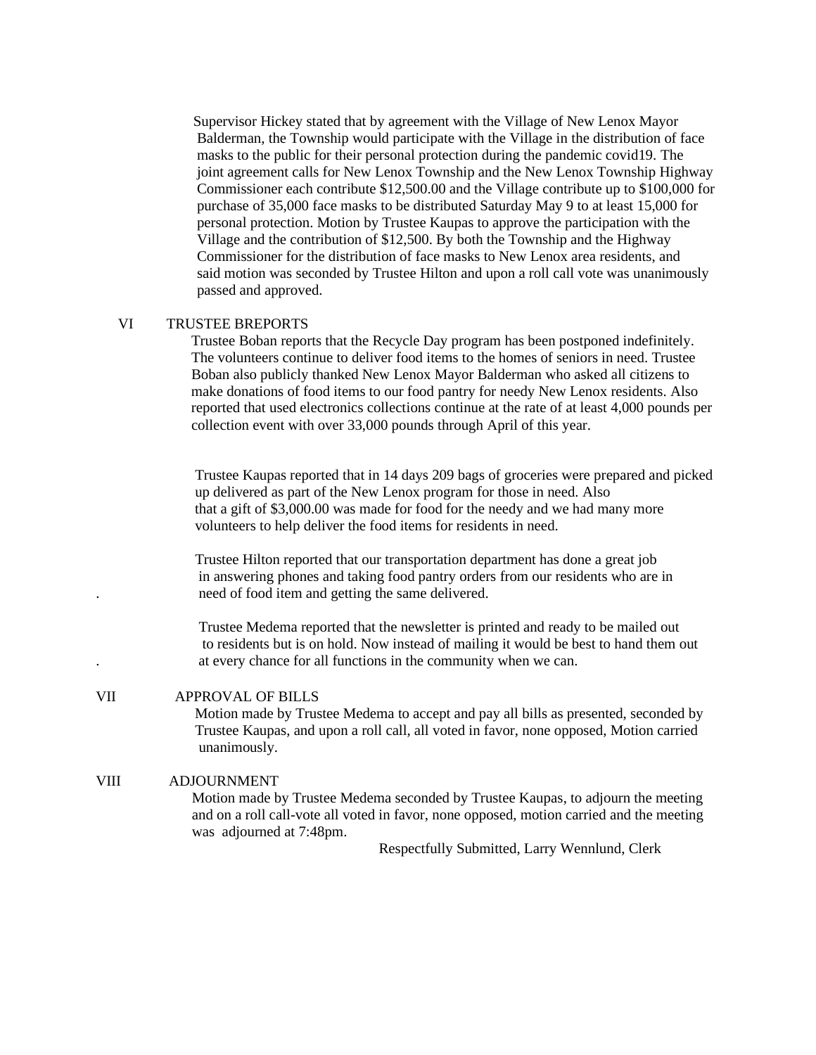Supervisor Hickey stated that by agreement with the Village of New Lenox Mayor Balderman, the Township would participate with the Village in the distribution of face masks to the public for their personal protection during the pandemic covid19. The joint agreement calls for New Lenox Township and the New Lenox Township Highway Commissioner each contribute $12,500.00 and the Village contribute up to $100,000 for purchase of 35,000 face masks to be distributed Saturday May 9 to at least 15,000 for personal protection. Motion by Trustee Kaupas to approve the participation with the Village and the contribution of $12,500. By both the Township and the Highway Commissioner for the distribution of face masks to New Lenox area residents, and said motion was seconded by Trustee Hilton and upon a roll call vote was unanimously passed and approved.

## VI TRUSTEE BREPORTS

Trustee Boban reports that the Recycle Day program has been postponed indefinitely. The volunteers continue to deliver food items to the homes of seniors in need. Trustee Boban also publicly thanked New Lenox Mayor Balderman who asked all citizens to make donations of food items to our food pantry for needy New Lenox residents. Also reported that used electronics collections continue at the rate of at least 4,000 pounds per collection event with over 33,000 pounds through April of this year.

Trustee Kaupas reported that in 14 days 209 bags of groceries were prepared and picked up delivered as part of the New Lenox program for those in need. Also that a gift of $3,000.00 was made for food for the needy and we had many more volunteers to help deliver the food items for residents in need.

Trustee Hilton reported that our transportation department has done a great job in answering phones and taking food pantry orders from our residents who are in need of food item and getting the same delivered.

Trustee Medema reported that the newsletter is printed and ready to be mailed out to residents but is on hold. Now instead of mailing it would be best to hand them out at every chance for all functions in the community when we can.

## VII APPROVAL OF BILLS

Motion made by Trustee Medema to accept and pay all bills as presented, seconded by Trustee Kaupas, and upon a roll call, all voted in favor, none opposed, Motion carried unanimously.

## VIII ADJOURNMENT

Motion made by Trustee Medema seconded by Trustee Kaupas, to adjourn the meeting and on a roll call-vote all voted in favor, none opposed, motion carried and the meeting was adjourned at 7:48pm.

Respectfully Submitted, Larry Wennlund, Clerk